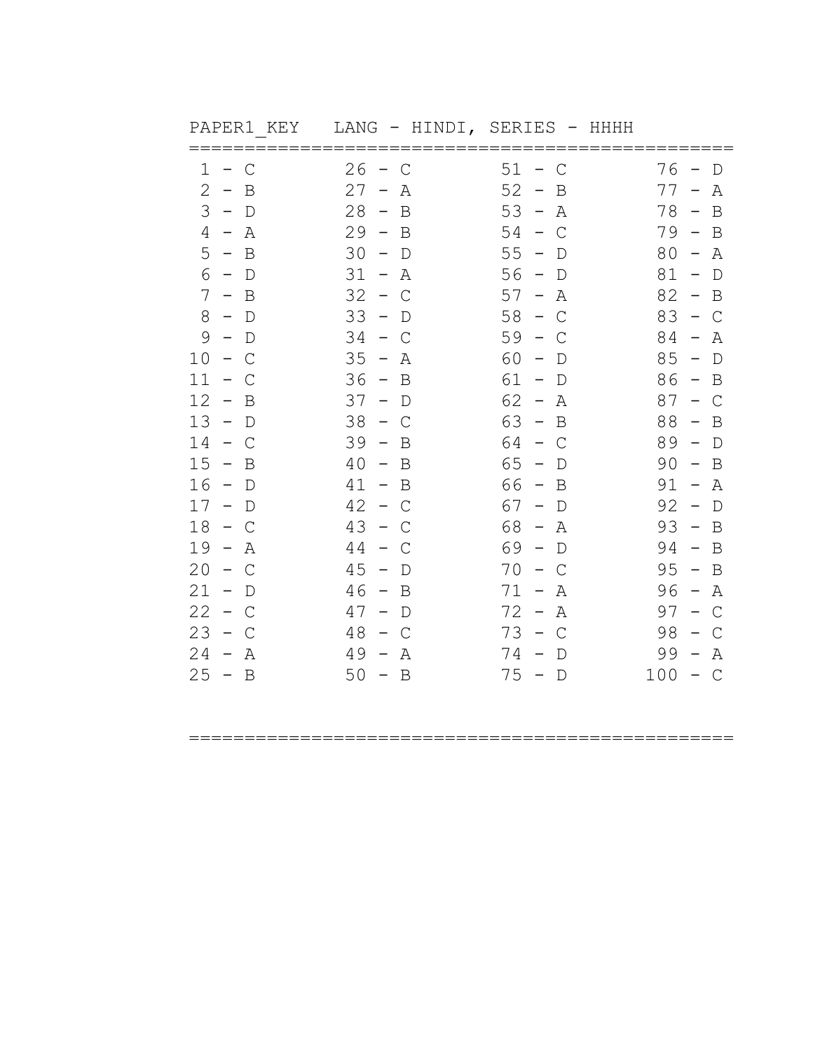PAPER1_KEY LANG - HINDI, SERIES - HHHH

| | | | |
|---|---|---|---|
| 1 - C | 26 - C | 51 - C | 76 - D |
| 2 - B | 27 - A | 52 - B | 77 - A |
| 3 - D | 28 - B | 53 - A | 78 - B |
| 4 - A | 29 - B | 54 - C | 79 - B |
| 5 - B | 30 - D | 55 - D | 80 - A |
| 6 - D | 31 - A | 56 - D | 81 - D |
| 7 - B | 32 - C | 57 - A | 82 - B |
| 8 - D | 33 - D | 58 - C | 83 - C |
| 9 - D | 34 - C | 59 - C | 84 - A |
| 10 - C | 35 - A | 60 - D | 85 - D |
| 11 - C | 36 - B | 61 - D | 86 - B |
| 12 - B | 37 - D | 62 - A | 87 - C |
| 13 - D | 38 - C | 63 - B | 88 - B |
| 14 - C | 39 - B | 64 - C | 89 - D |
| 15 - B | 40 - B | 65 - D | 90 - B |
| 16 - D | 41 - B | 66 - B | 91 - A |
| 17 - D | 42 - C | 67 - D | 92 - D |
| 18 - C | 43 - C | 68 - A | 93 - B |
| 19 - A | 44 - C | 69 - D | 94 - B |
| 20 - C | 45 - D | 70 - C | 95 - B |
| 21 - D | 46 - B | 71 - A | 96 - A |
| 22 - C | 47 - D | 72 - A | 97 - C |
| 23 - C | 48 - C | 73 - C | 98 - C |
| 24 - A | 49 - A | 74 - D | 99 - A |
| 25 - B | 50 - B | 75 - D | 100 - C |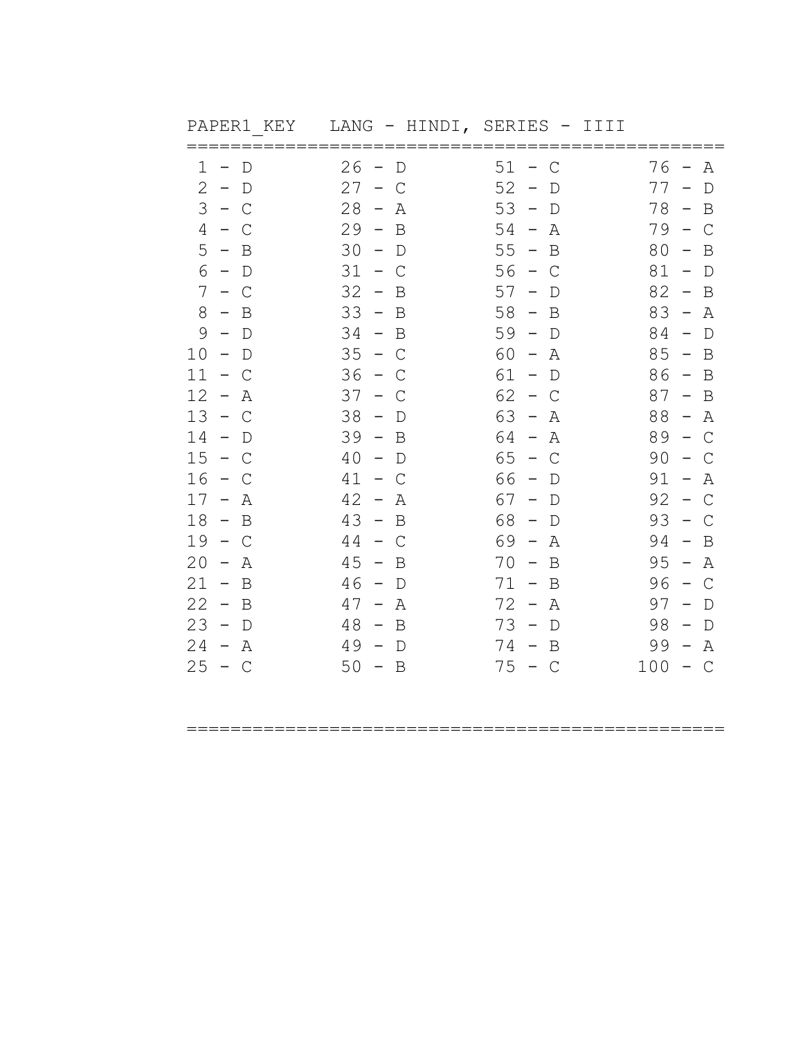PAPER1_KEY   LANG - HINDI, SERIES - IIII

| | | | |
|---|---|---|---|
| 1 - D | 26 - D | 51 - C | 76 - A |
| 2 - D | 27 - C | 52 - D | 77 - D |
| 3 - C | 28 - A | 53 - D | 78 - B |
| 4 - C | 29 - B | 54 - A | 79 - C |
| 5 - B | 30 - D | 55 - B | 80 - B |
| 6 - D | 31 - C | 56 - C | 81 - D |
| 7 - C | 32 - B | 57 - D | 82 - B |
| 8 - B | 33 - B | 58 - B | 83 - A |
| 9 - D | 34 - B | 59 - D | 84 - D |
| 10 - D | 35 - C | 60 - A | 85 - B |
| 11 - C | 36 - C | 61 - D | 86 - B |
| 12 - A | 37 - C | 62 - C | 87 - B |
| 13 - C | 38 - D | 63 - A | 88 - A |
| 14 - D | 39 - B | 64 - A | 89 - C |
| 15 - C | 40 - D | 65 - C | 90 - C |
| 16 - C | 41 - C | 66 - D | 91 - A |
| 17 - A | 42 - A | 67 - D | 92 - C |
| 18 - B | 43 - B | 68 - D | 93 - C |
| 19 - C | 44 - C | 69 - A | 94 - B |
| 20 - A | 45 - B | 70 - B | 95 - A |
| 21 - B | 46 - D | 71 - B | 96 - C |
| 22 - B | 47 - A | 72 - A | 97 - D |
| 23 - D | 48 - B | 73 - D | 98 - D |
| 24 - A | 49 - D | 74 - B | 99 - A |
| 25 - C | 50 - B | 75 - C | 100 - C |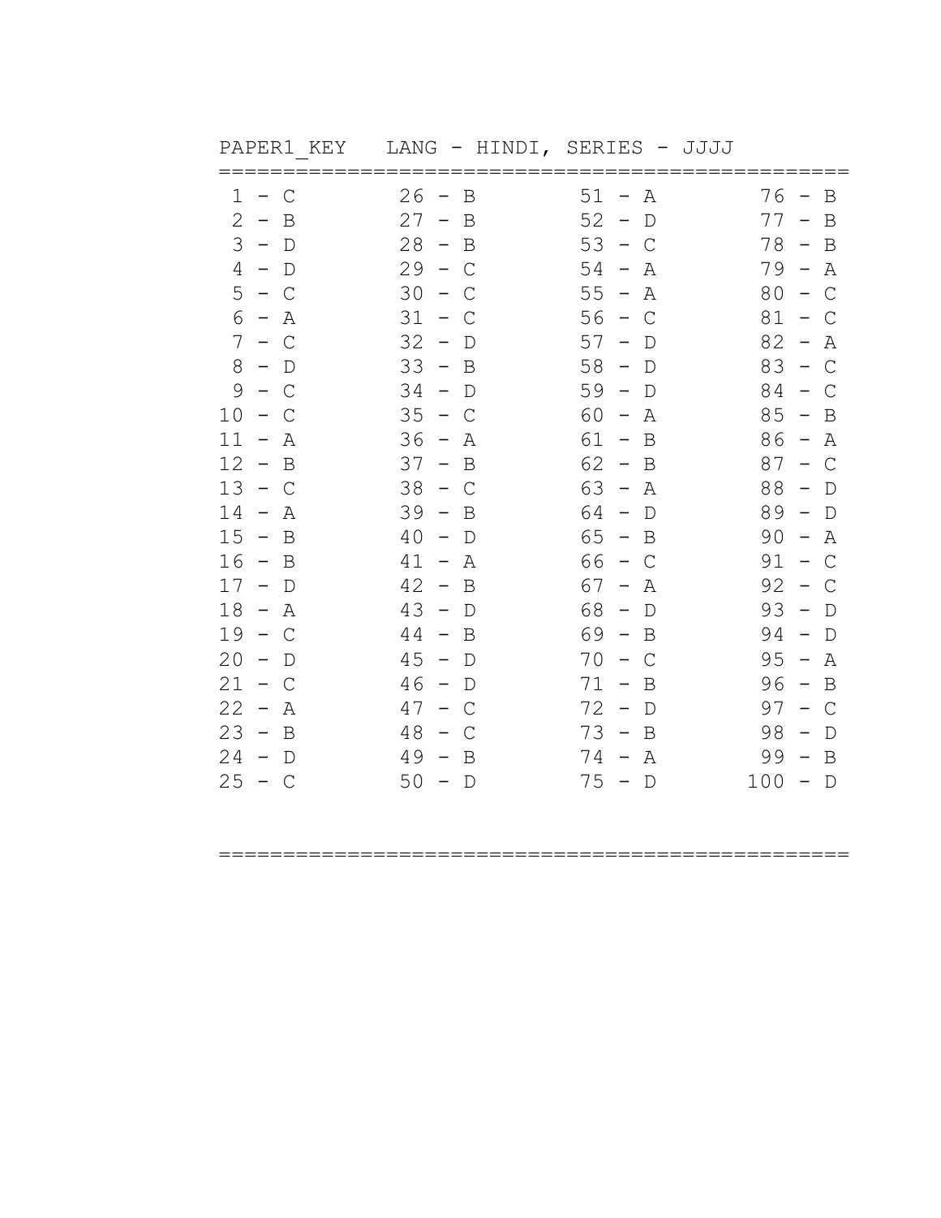PAPER1_KEY   LANG - HINDI, SERIES - JJJJ

=====================================================

```
 1 - C        26 - B        51 - A        76 - B
 2 - B        27 - B        52 - D        77 - B
 3 - D        28 - B        53 - C        78 - B
 4 - D        29 - C        54 - A        79 - A
 5 - C        30 - C        55 - A        80 - C
 6 - A        31 - C        56 - C        81 - C
 7 - C        32 - D        57 - D        82 - A
 8 - D        33 - B        58 - D        83 - C
 9 - C        34 - D        59 - D        84 - C
10 - C        35 - C        60 - A        85 - B
11 - A        36 - A        61 - B        86 - A
12 - B        37 - B        62 - B        87 - C
13 - C        38 - C        63 - A        88 - D
14 - A        39 - B        64 - D        89 - D
15 - B        40 - D        65 - B        90 - A
16 - B        41 - A        66 - C        91 - C
17 - D        42 - B        67 - A        92 - C
18 - A        43 - D        68 - D        93 - D
19 - C        44 - B        69 - B        94 - D
20 - D        45 - D        70 - C        95 - A
21 - C        46 - D        71 - B        96 - B
22 - A        47 - C        72 - D        97 - C
23 - B        48 - C        73 - B        98 - D
24 - D        49 - B        74 - A        99 - B
25 - C        50 - D        75 - D       100 - D
```

=====================================================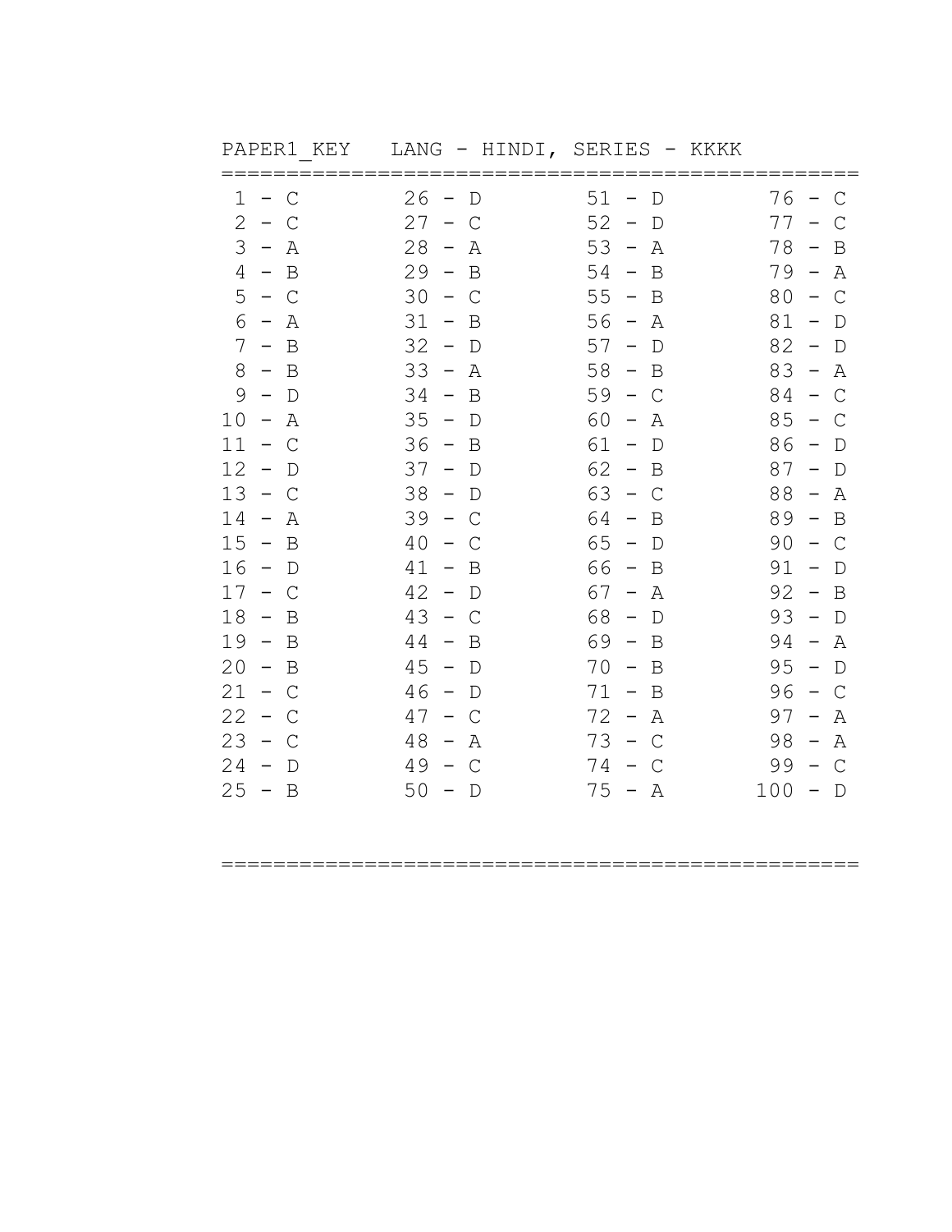PAPER1_KEY   LANG - HINDI, SERIES - KKKK

| | | | |
|---|---|---|---|
| 1 - C | 26 - D | 51 - D | 76 - C |
| 2 - C | 27 - C | 52 - D | 77 - C |
| 3 - A | 28 - A | 53 - A | 78 - B |
| 4 - B | 29 - B | 54 - B | 79 - A |
| 5 - C | 30 - C | 55 - B | 80 - C |
| 6 - A | 31 - B | 56 - A | 81 - D |
| 7 - B | 32 - D | 57 - D | 82 - D |
| 8 - B | 33 - A | 58 - B | 83 - A |
| 9 - D | 34 - B | 59 - C | 84 - C |
| 10 - A | 35 - D | 60 - A | 85 - C |
| 11 - C | 36 - B | 61 - D | 86 - D |
| 12 - D | 37 - D | 62 - B | 87 - D |
| 13 - C | 38 - D | 63 - C | 88 - A |
| 14 - A | 39 - C | 64 - B | 89 - B |
| 15 - B | 40 - C | 65 - D | 90 - C |
| 16 - D | 41 - B | 66 - B | 91 - D |
| 17 - C | 42 - D | 67 - A | 92 - B |
| 18 - B | 43 - C | 68 - D | 93 - D |
| 19 - B | 44 - B | 69 - B | 94 - A |
| 20 - B | 45 - D | 70 - B | 95 - D |
| 21 - C | 46 - D | 71 - B | 96 - C |
| 22 - C | 47 - C | 72 - A | 97 - A |
| 23 - C | 48 - A | 73 - C | 98 - A |
| 24 - D | 49 - C | 74 - C | 99 - C |
| 25 - B | 50 - D | 75 - A | 100 - D |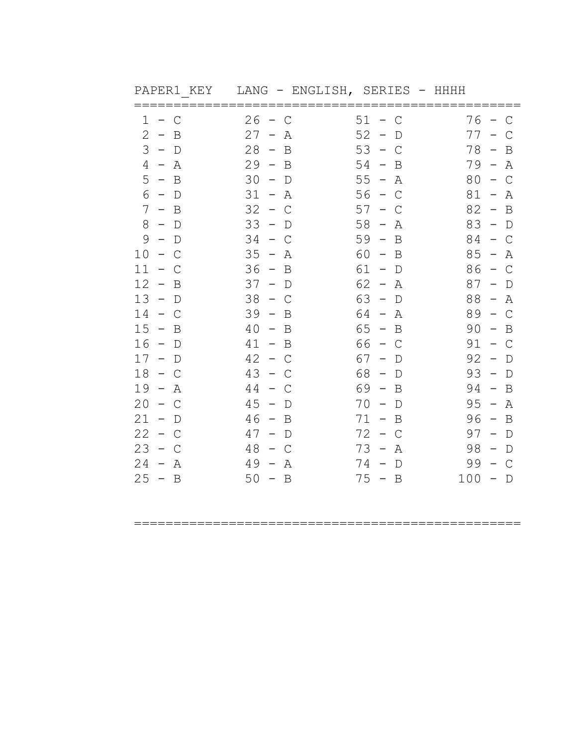PAPER1_KEY   LANG - ENGLISH, SERIES - HHHH

| | | | |
|---|---|---|---|
| 1 - C | 26 - C | 51 - C | 76 - C |
| 2 - B | 27 - A | 52 - D | 77 - C |
| 3 - D | 28 - B | 53 - C | 78 - B |
| 4 - A | 29 - B | 54 - B | 79 - A |
| 5 - B | 30 - D | 55 - A | 80 - C |
| 6 - D | 31 - A | 56 - C | 81 - A |
| 7 - B | 32 - C | 57 - C | 82 - B |
| 8 - D | 33 - D | 58 - A | 83 - D |
| 9 - D | 34 - C | 59 - B | 84 - C |
| 10 - C | 35 - A | 60 - B | 85 - A |
| 11 - C | 36 - B | 61 - D | 86 - C |
| 12 - B | 37 - D | 62 - A | 87 - D |
| 13 - D | 38 - C | 63 - D | 88 - A |
| 14 - C | 39 - B | 64 - A | 89 - C |
| 15 - B | 40 - B | 65 - B | 90 - B |
| 16 - D | 41 - B | 66 - C | 91 - C |
| 17 - D | 42 - C | 67 - D | 92 - D |
| 18 - C | 43 - C | 68 - D | 93 - D |
| 19 - A | 44 - C | 69 - B | 94 - B |
| 20 - C | 45 - D | 70 - D | 95 - A |
| 21 - D | 46 - B | 71 - B | 96 - B |
| 22 - C | 47 - D | 72 - C | 97 - D |
| 23 - C | 48 - C | 73 - A | 98 - D |
| 24 - A | 49 - A | 74 - D | 99 - C |
| 25 - B | 50 - B | 75 - B | 100 - D |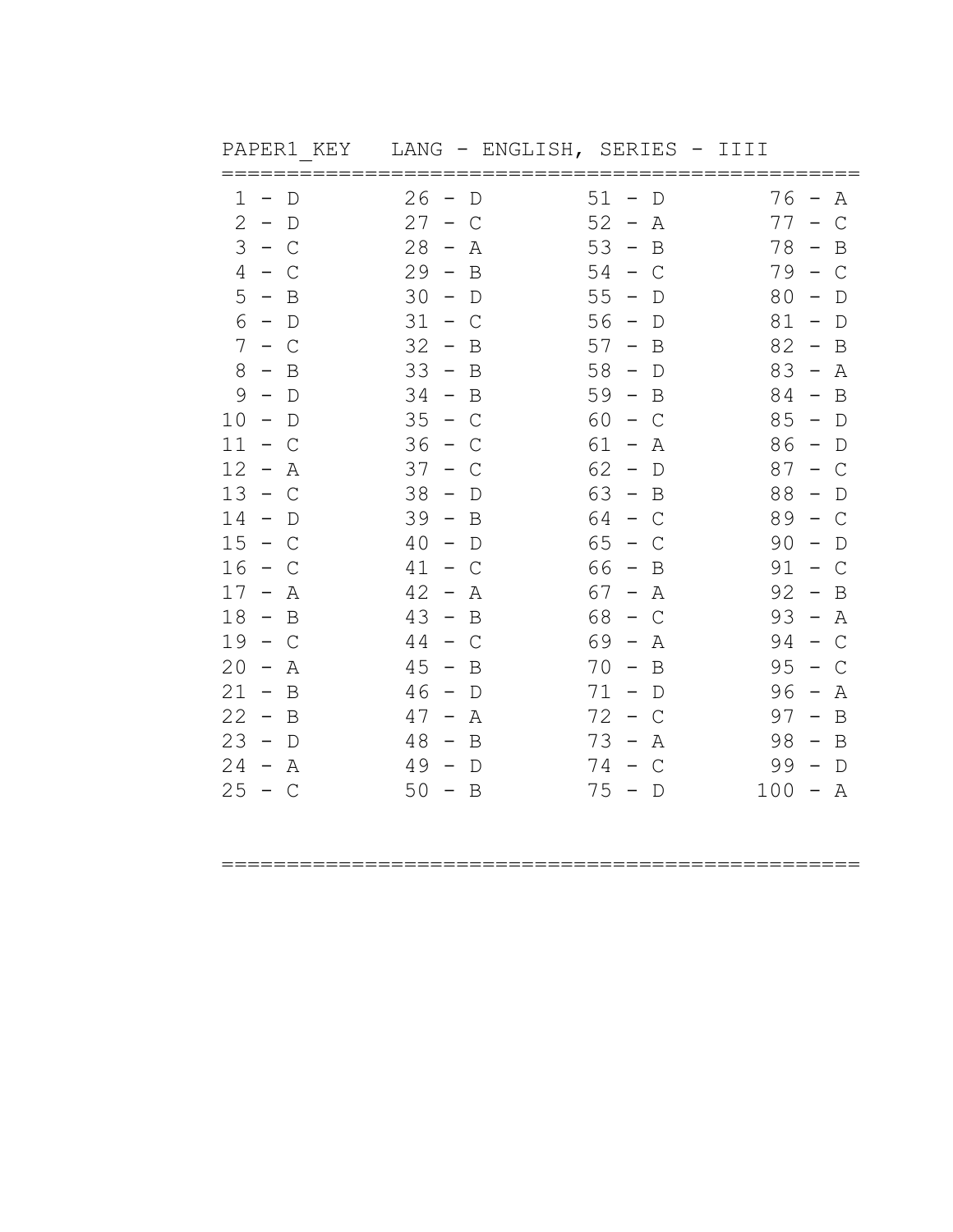PAPER1_KEY   LANG - ENGLISH, SERIES - IIII

```
====================================================
 1 - D        26 - D        51 - D        76 - A
 2 - D        27 - C        52 - A        77 - C
 3 - C        28 - A        53 - B        78 - B
 4 - C        29 - B        54 - C        79 - C
 5 - B        30 - D        55 - D        80 - D
 6 - D        31 - C        56 - D        81 - D
 7 - C        32 - B        57 - B        82 - B
 8 - B        33 - B        58 - D        83 - A
 9 - D        34 - B        59 - B        84 - B
10 - D        35 - C        60 - C        85 - D
11 - C        36 - C        61 - A        86 - D
12 - A        37 - C        62 - D        87 - C
13 - C        38 - D        63 - B        88 - D
14 - D        39 - B        64 - C        89 - C
15 - C        40 - D        65 - C        90 - D
16 - C        41 - C        66 - B        91 - C
17 - A        42 - A        67 - A        92 - B
18 - B        43 - B        68 - C        93 - A
19 - C        44 - C        69 - A        94 - C
20 - A        45 - B        70 - B        95 - C
21 - B        46 - D        71 - D        96 - A
22 - B        47 - A        72 - C        97 - B
23 - D        48 - B        73 - A        98 - B
24 - A        49 - D        74 - C        99 - D
25 - C        50 - B        75 - D       100 - A

====================================================
```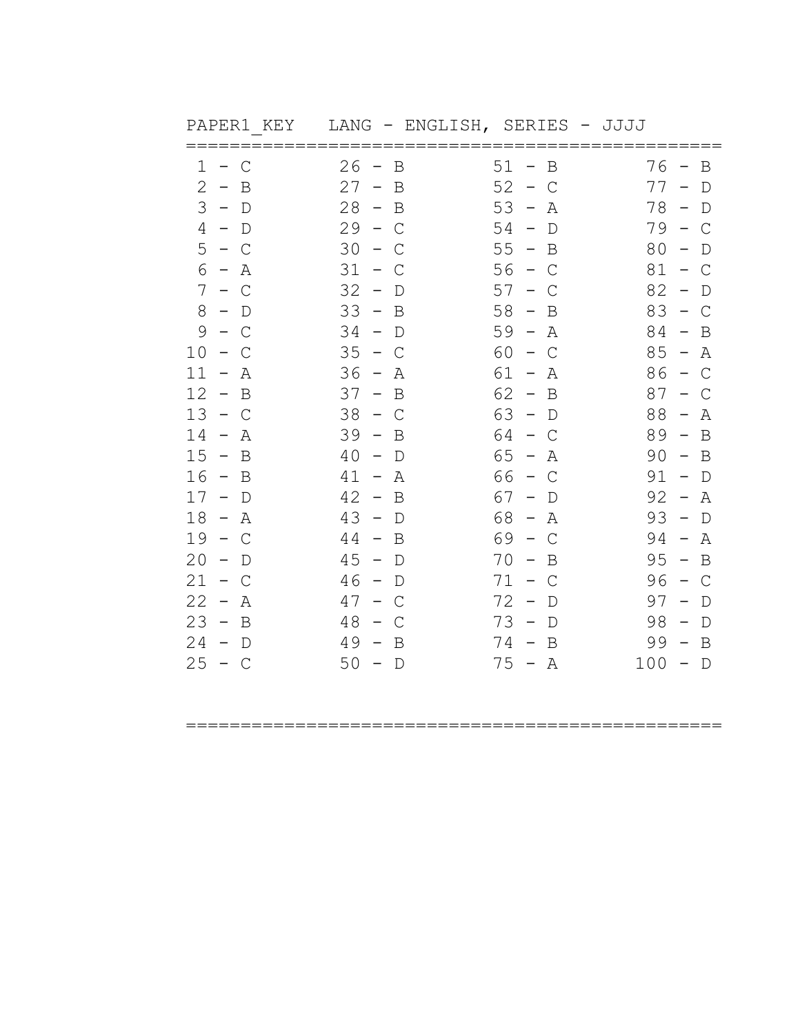PAPER1_KEY   LANG - ENGLISH, SERIES - JJJJ

| | | | |
|---|---|---|---|
| 1 - C | 26 - B | 51 - B | 76 - B |
| 2 - B | 27 - B | 52 - C | 77 - D |
| 3 - D | 28 - B | 53 - A | 78 - D |
| 4 - D | 29 - C | 54 - D | 79 - C |
| 5 - C | 30 - C | 55 - B | 80 - D |
| 6 - A | 31 - C | 56 - C | 81 - C |
| 7 - C | 32 - D | 57 - C | 82 - D |
| 8 - D | 33 - B | 58 - B | 83 - C |
| 9 - C | 34 - D | 59 - A | 84 - B |
| 10 - C | 35 - C | 60 - C | 85 - A |
| 11 - A | 36 - A | 61 - A | 86 - C |
| 12 - B | 37 - B | 62 - B | 87 - C |
| 13 - C | 38 - C | 63 - D | 88 - A |
| 14 - A | 39 - B | 64 - C | 89 - B |
| 15 - B | 40 - D | 65 - A | 90 - B |
| 16 - B | 41 - A | 66 - C | 91 - D |
| 17 - D | 42 - B | 67 - D | 92 - A |
| 18 - A | 43 - D | 68 - A | 93 - D |
| 19 - C | 44 - B | 69 - C | 94 - A |
| 20 - D | 45 - D | 70 - B | 95 - B |
| 21 - C | 46 - D | 71 - C | 96 - C |
| 22 - A | 47 - C | 72 - D | 97 - D |
| 23 - B | 48 - C | 73 - D | 98 - D |
| 24 - D | 49 - B | 74 - B | 99 - B |
| 25 - C | 50 - D | 75 - A | 100 - D |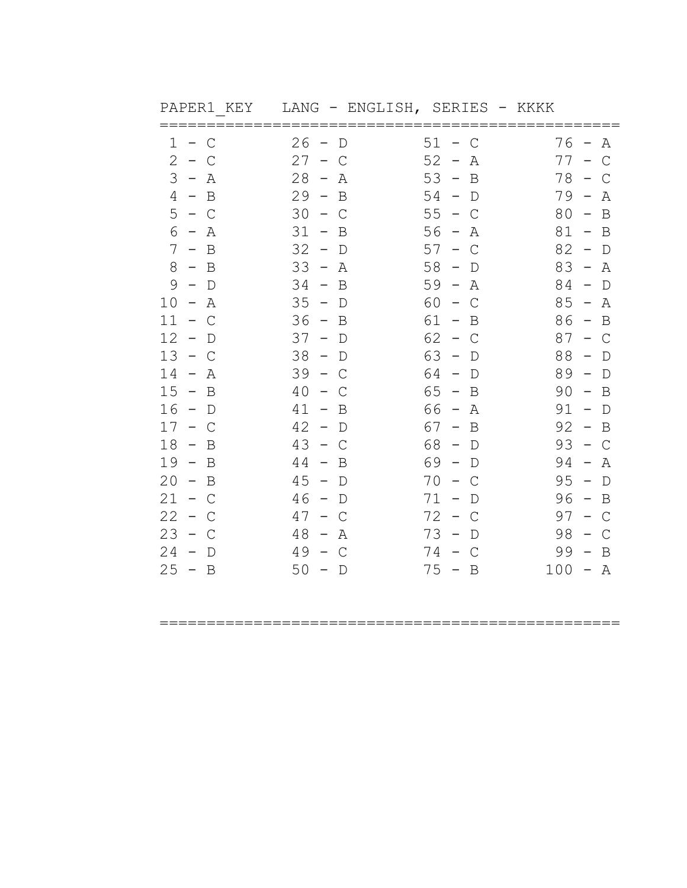PAPER1_KEY   LANG - ENGLISH, SERIES - KKKK

| | | | |
|---|---|---|---|
| 1 - C | 26 - D | 51 - C | 76 - A |
| 2 - C | 27 - C | 52 - A | 77 - C |
| 3 - A | 28 - A | 53 - B | 78 - C |
| 4 - B | 29 - B | 54 - D | 79 - A |
| 5 - C | 30 - C | 55 - C | 80 - B |
| 6 - A | 31 - B | 56 - A | 81 - B |
| 7 - B | 32 - D | 57 - C | 82 - D |
| 8 - B | 33 - A | 58 - D | 83 - A |
| 9 - D | 34 - B | 59 - A | 84 - D |
| 10 - A | 35 - D | 60 - C | 85 - A |
| 11 - C | 36 - B | 61 - B | 86 - B |
| 12 - D | 37 - D | 62 - C | 87 - C |
| 13 - C | 38 - D | 63 - D | 88 - D |
| 14 - A | 39 - C | 64 - D | 89 - D |
| 15 - B | 40 - C | 65 - B | 90 - B |
| 16 - D | 41 - B | 66 - A | 91 - D |
| 17 - C | 42 - D | 67 - B | 92 - B |
| 18 - B | 43 - C | 68 - D | 93 - C |
| 19 - B | 44 - B | 69 - D | 94 - A |
| 20 - B | 45 - D | 70 - C | 95 - D |
| 21 - C | 46 - D | 71 - D | 96 - B |
| 22 - C | 47 - C | 72 - C | 97 - C |
| 23 - C | 48 - A | 73 - D | 98 - C |
| 24 - D | 49 - C | 74 - C | 99 - B |
| 25 - B | 50 - D | 75 - B | 100 - A |